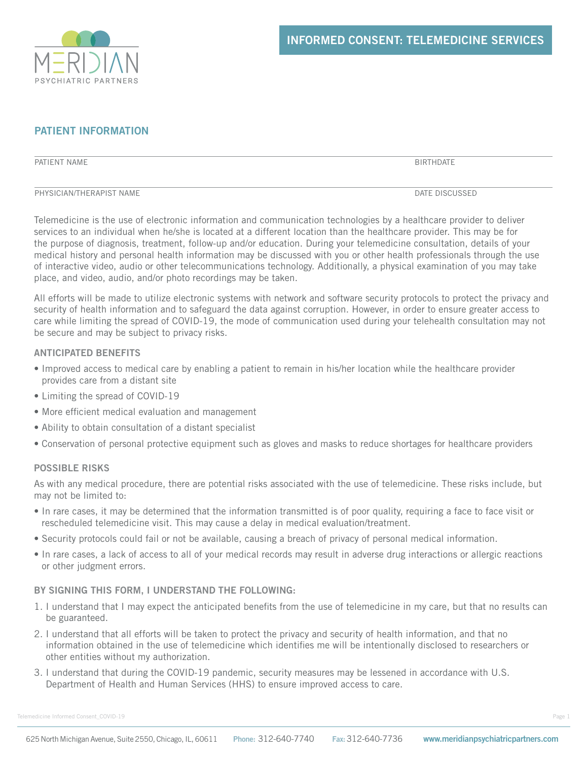MERIDIAN

PSYCHIATRIC PARTNERS

# INFORMED CONSENT: TELEMEDICINE SERVICES

## PATIENT INFORMATION

PATIENT NAME BIRTHDATE

PHYSICIAN/THERAPIST NAME DATE DISCUSSED

Telemedicine is the use of electronic information and communication technologies by a healthcare provider to deliver services to an individual when he/she is located at a different location than the healthcare provider. This may be for the purpose of diagnosis, treatment, follow-up and/or education. During your telemedicine consultation, details of your medical history and personal health information may be discussed with you or other health professionals through the use of interactive video, audio or other telecommunications technology. Additionally, a physical examination of you may take place, and video, audio, and/or photo recordings may be taken.

All efforts will be made to utilize electronic systems with network and software security protocols to protect the privacy and security of health information and to safeguard the data against corruption. However, in order to ensure greater access to care while limiting the spread of COVID-19, the mode of communication used during your telehealth consultation may not be secure and may be subject to privacy risks.

### ANTICIPATED BENEFITS

- Improved access to medical care by enabling a patient to remain in his/her location while the healthcare provider provides care from a distant site
- Limiting the spread of COVID-19
- More efficient medical evaluation and management
- Ability to obtain consultation of a distant specialist
- Conservation of personal protective equipment such as gloves and masks to reduce shortages for healthcare providers

### POSSIBLE RISKS

As with any medical procedure, there are potential risks associated with the use of telemedicine. These risks include, but may not be limited to:

- In rare cases, it may be determined that the information transmitted is of poor quality, requiring a face to face visit or rescheduled telemedicine visit. This may cause a delay in medical evaluation/treatment.
- Security protocols could fail or not be available, causing a breach of privacy of personal medical information.
- In rare cases, a lack of access to all of your medical records may result in adverse drug interactions or allergic reactions or other judgment errors.

### BY SIGNING THIS FORM, I UNDERSTAND THE FOLLOWING:

1. I understand that I may expect the anticipated benefits from the use of telemedicine in my care, but that no results can be guaranteed.
2. I understand that all efforts will be taken to protect the privacy and security of health information, and that no information obtained in the use of telemedicine which identifies me will be intentionally disclosed to researchers or other entities without my authorization.
3. I understand that during the COVID-19 pandemic, security measures may be lessened in accordance with U.S. Department of Health and Human Services (HHS) to ensure improved access to care.

625 North Michigan Avenue, Suite 2550, Chicago, IL, 60611 Phone: 312-640-7740 Fax: 312-640-7736 www.meridianpsychiatricpartners.com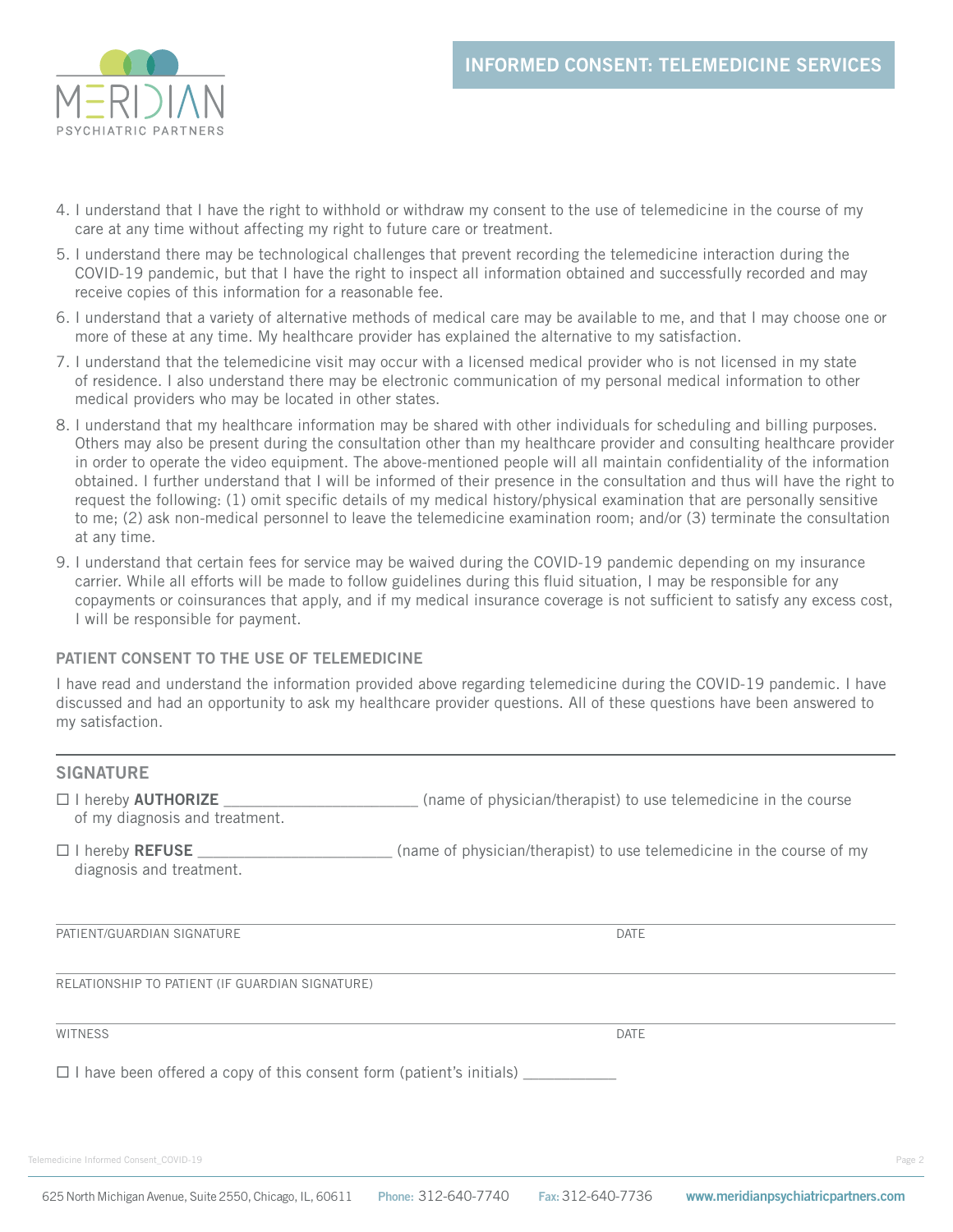4. I understand that I have the right to withhold or withdraw my consent to the use of telemedicine in the course of my care at any time without affecting my right to future care or treatment.
5. I understand there may be technological challenges that prevent recording the telemedicine interaction during the COVID-19 pandemic, but that I have the right to inspect all information obtained and successfully recorded and may receive copies of this information for a reasonable fee.
6. I understand that a variety of alternative methods of medical care may be available to me, and that I may choose one or more of these at any time. My healthcare provider has explained the alternative to my satisfaction.
7. I understand that the telemedicine visit may occur with a licensed medical provider who is not licensed in my state of residence. I also understand there may be electronic communication of my personal medical information to other medical providers who may be located in other states.
8. I understand that my healthcare information may be shared with other individuals for scheduling and billing purposes. Others may also be present during the consultation other than my healthcare provider and consulting healthcare provider in order to operate the video equipment. The above-mentioned people will all maintain confidentiality of the information obtained. I further understand that I will be informed of their presence in the consultation and thus will have the right to request the following: (1) omit specific details of my medical history/physical examination that are personally sensitive to me; (2) ask non-medical personnel to leave the telemedicine examination room; and/or (3) terminate the consultation at any time.
9. I understand that certain fees for service may be waived during the COVID-19 pandemic depending on my insurance carrier. While all efforts will be made to follow guidelines during this fluid situation, I may be responsible for any copayments or coinsurances that apply, and if my medical insurance coverage is not sufficient to satisfy any excess cost, I will be responsible for payment.

## PATIENT CONSENT TO THE USE OF TELEMEDICINE

I have read and understand the information provided above regarding telemedicine during the COVID-19 pandemic. I have discussed and had an opportunity to ask my healthcare provider questions. All of these questions have been answered to my satisfaction.

## SIGNATURE

☐ I hereby **AUTHORIZE** _______________________ (name of physician/therapist) to use telemedicine in the course of my diagnosis and treatment.

☐ I hereby **REFUSE** _______________________ (name of physician/therapist) to use telemedicine in the course of my diagnosis and treatment.

_______________________________________________

PATIENT/GUARDIAN SIGNATURE DATE

_______________________________________________

RELATIONSHIP TO PATIENT (IF GUARDIAN SIGNATURE)

_______________________________________________

WITNESS DATE

☐ I have been offered a copy of this consent form (patient's initials) ___________

625 North Michigan Avenue, Suite 2550, Chicago, IL, 60611 **Phone:** 312-640-7740 **Fax:** 312-640-7736 www.meridianpsychiatricpartners.com